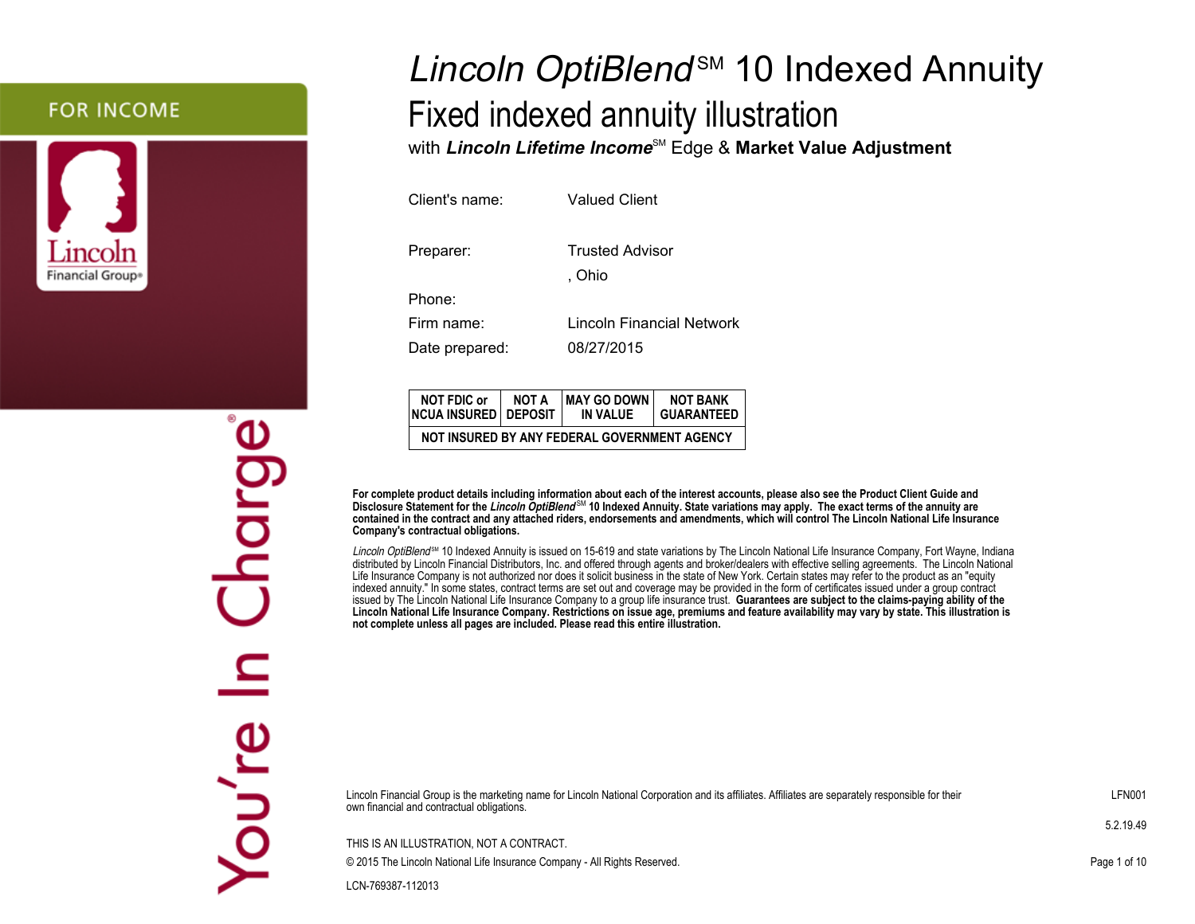FOR INCOME

# *Lincoln OptiBlend*℠ 10 Indexed Annuity

## Fixed indexed annuity illustration

with ***Lincoln Lifetime Income***℠ Edge & **Market Value Adjustment**

| | |
|---|---|
| Client's name: | Valued Client |
| Preparer: | Trusted Advisor |
| | , Ohio |
| Phone: | |
| Firm name: | Lincoln Financial Network |
| Date prepared: | 08/27/2015 |

| NOT FDIC or NCUA INSURED | NOT A DEPOSIT | MAY GO DOWN IN VALUE | NOT BANK GUARANTEED |
|---|---|---|---|
| NOT INSURED BY ANY FEDERAL GOVERNMENT AGENCY | | | |

**For complete product details including information about each of the interest accounts, please also see the Product Client Guide and Disclosure Statement for the *Lincoln OptiBlend*℠ 10 Indexed Annuity. State variations may apply. The exact terms of the annuity are contained in the contract and any attached riders, endorsements and amendments, which will control The Lincoln National Life Insurance Company's contractual obligations.**

*Lincoln OptiBlend*℠ 10 Indexed Annuity is issued on 15-619 and state variations by The Lincoln National Life Insurance Company, Fort Wayne, Indiana distributed by Lincoln Financial Distributors, Inc. and offered through agents and broker/dealers with effective selling agreements. The Lincoln National Life Insurance Company is not authorized nor does it solicit business in the state of New York. Certain states may refer to the product as an "equity indexed annuity." In some states, contract terms are set out and coverage may be provided in the form of certificates issued under a group contract issued by The Lincoln National Life Insurance Company to a group life insurance trust. **Guarantees are subject to the claims-paying ability of the Lincoln National Life Insurance Company. Restrictions on issue age, premiums and feature availability may vary by state. This illustration is not complete unless all pages are included. Please read this entire illustration.**

Lincoln Financial Group is the marketing name for Lincoln National Corporation and its affiliates. Affiliates are separately responsible for their own financial and contractual obligations.

LFN001

5.2.19.49

THIS IS AN ILLUSTRATION, NOT A CONTRACT.

© 2015 The Lincoln National Life Insurance Company - All Rights Reserved.

LCN-769387-112013

You're In Charge®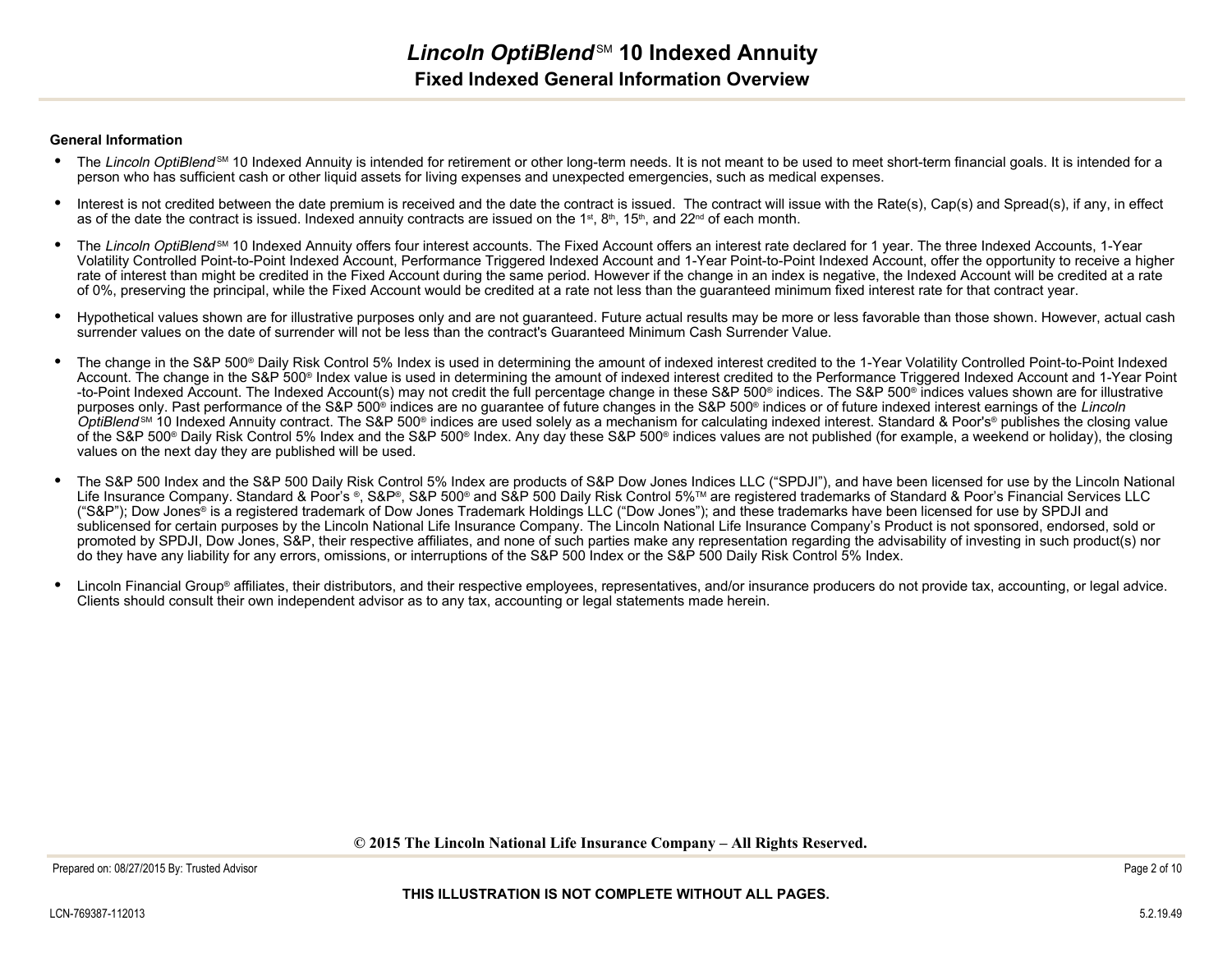# *Lincoln OptiBlend*℠ 10 Indexed Annuity

## Fixed Indexed General Information Overview

**General Information**

- The *Lincoln OptiBlend*℠ 10 Indexed Annuity is intended for retirement or other long-term needs. It is not meant to be used to meet short-term financial goals. It is intended for a person who has sufficient cash or other liquid assets for living expenses and unexpected emergencies, such as medical expenses.
- Interest is not credited between the date premium is received and the date the contract is issued. The contract will issue with the Rate(s), Cap(s) and Spread(s), if any, in effect as of the date the contract is issued. Indexed annuity contracts are issued on the 1st, 8th, 15th, and 22nd of each month.
- The *Lincoln OptiBlend*℠ 10 Indexed Annuity offers four interest accounts. The Fixed Account offers an interest rate declared for 1 year. The three Indexed Accounts, 1-Year Volatility Controlled Point-to-Point Indexed Account, Performance Triggered Indexed Account and 1-Year Point-to-Point Indexed Account, offer the opportunity to receive a higher rate of interest than might be credited in the Fixed Account during the same period. However if the change in an index is negative, the Indexed Account will be credited at a rate of 0%, preserving the principal, while the Fixed Account would be credited at a rate not less than the guaranteed minimum fixed interest rate for that contract year.
- Hypothetical values shown are for illustrative purposes only and are not guaranteed. Future actual results may be more or less favorable than those shown. However, actual cash surrender values on the date of surrender will not be less than the contract's Guaranteed Minimum Cash Surrender Value.
- The change in the S&P 500® Daily Risk Control 5% Index is used in determining the amount of indexed interest credited to the 1-Year Volatility Controlled Point-to-Point Indexed Account. The change in the S&P 500® Index value is used in determining the amount of indexed interest credited to the Performance Triggered Indexed Account and 1-Year Point-to-Point Indexed Account. The Indexed Account(s) may not credit the full percentage change in these S&P 500® indices. The S&P 500® indices values shown are for illustrative purposes only. Past performance of the S&P 500® indices are no guarantee of future changes in the S&P 500® indices or of future indexed interest earnings of the *Lincoln OptiBlend*℠ 10 Indexed Annuity contract. The S&P 500® indices are used solely as a mechanism for calculating indexed interest. Standard & Poor's® publishes the closing value of the S&P 500® Daily Risk Control 5% Index and the S&P 500® Index. Any day these S&P 500® indices values are not published (for example, a weekend or holiday), the closing values on the next day they are published will be used.
- The S&P 500 Index and the S&P 500 Daily Risk Control 5% Index are products of S&P Dow Jones Indices LLC ("SPDJI"), and have been licensed for use by the Lincoln National Life Insurance Company. Standard & Poor's ®, S&P®, S&P 500® and S&P 500 Daily Risk Control 5%™ are registered trademarks of Standard & Poor's Financial Services LLC ("S&P"); Dow Jones® is a registered trademark of Dow Jones Trademark Holdings LLC ("Dow Jones"); and these trademarks have been licensed for use by SPDJI and sublicensed for certain purposes by the Lincoln National Life Insurance Company. The Lincoln National Life Insurance Company's Product is not sponsored, endorsed, sold or promoted by SPDJI, Dow Jones, S&P, their respective affiliates, and none of such parties make any representation regarding the advisability of investing in such product(s) nor do they have any liability for any errors, omissions, or interruptions of the S&P 500 Index or the S&P 500 Daily Risk Control 5% Index.
- Lincoln Financial Group® affiliates, their distributors, and their respective employees, representatives, and/or insurance producers do not provide tax, accounting, or legal advice. Clients should consult their own independent advisor as to any tax, accounting or legal statements made herein.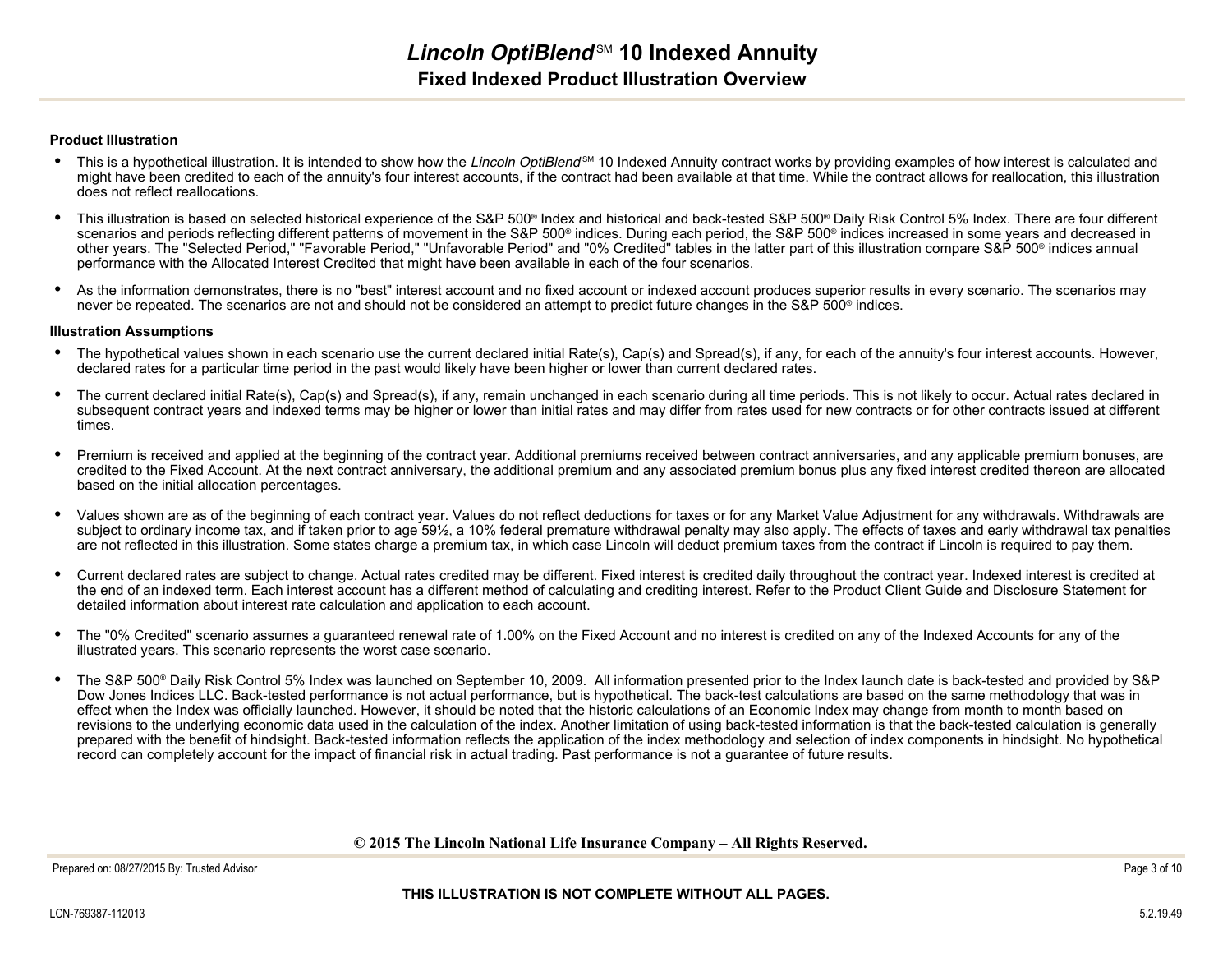# *Lincoln OptiBlend*℠ 10 Indexed Annuity

## Fixed Indexed Product Illustration Overview

### Product Illustration

- This is a hypothetical illustration. It is intended to show how the *Lincoln OptiBlend*℠ 10 Indexed Annuity contract works by providing examples of how interest is calculated and might have been credited to each of the annuity's four interest accounts, if the contract had been available at that time. While the contract allows for reallocation, this illustration does not reflect reallocations.
- This illustration is based on selected historical experience of the S&P 500® Index and historical and back-tested S&P 500® Daily Risk Control 5% Index. There are four different scenarios and periods reflecting different patterns of movement in the S&P 500® indices. During each period, the S&P 500® indices increased in some years and decreased in other years. The "Selected Period," "Favorable Period," "Unfavorable Period" and "0% Credited" tables in the latter part of this illustration compare S&P 500® indices annual performance with the Allocated Interest Credited that might have been available in each of the four scenarios.
- As the information demonstrates, there is no "best" interest account and no fixed account or indexed account produces superior results in every scenario. The scenarios may never be repeated. The scenarios are not and should not be considered an attempt to predict future changes in the S&P 500® indices.

### Illustration Assumptions

- The hypothetical values shown in each scenario use the current declared initial Rate(s), Cap(s) and Spread(s), if any, for each of the annuity's four interest accounts. However, declared rates for a particular time period in the past would likely have been higher or lower than current declared rates.
- The current declared initial Rate(s), Cap(s) and Spread(s), if any, remain unchanged in each scenario during all time periods. This is not likely to occur. Actual rates declared in subsequent contract years and indexed terms may be higher or lower than initial rates and may differ from rates used for new contracts or for other contracts issued at different times.
- Premium is received and applied at the beginning of the contract year. Additional premiums received between contract anniversaries, and any applicable premium bonuses, are credited to the Fixed Account. At the next contract anniversary, the additional premium and any associated premium bonus plus any fixed interest credited thereon are allocated based on the initial allocation percentages.
- Values shown are as of the beginning of each contract year. Values do not reflect deductions for taxes or for any Market Value Adjustment for any withdrawals. Withdrawals are subject to ordinary income tax, and if taken prior to age 59½, a 10% federal premature withdrawal penalty may also apply. The effects of taxes and early withdrawal tax penalties are not reflected in this illustration. Some states charge a premium tax, in which case Lincoln will deduct premium taxes from the contract if Lincoln is required to pay them.
- Current declared rates are subject to change. Actual rates credited may be different. Fixed interest is credited daily throughout the contract year. Indexed interest is credited at the end of an indexed term. Each interest account has a different method of calculating and crediting interest. Refer to the Product Client Guide and Disclosure Statement for detailed information about interest rate calculation and application to each account.
- The "0% Credited" scenario assumes a guaranteed renewal rate of 1.00% on the Fixed Account and no interest is credited on any of the Indexed Accounts for any of the illustrated years. This scenario represents the worst case scenario.
- The S&P 500® Daily Risk Control 5% Index was launched on September 10, 2009. All information presented prior to the Index launch date is back-tested and provided by S&P Dow Jones Indices LLC. Back-tested performance is not actual performance, but is hypothetical. The back-test calculations are based on the same methodology that was in effect when the Index was officially launched. However, it should be noted that the historic calculations of an Economic Index may change from month to month based on revisions to the underlying economic data used in the calculation of the index. Another limitation of using back-tested information is that the back-tested calculation is generally prepared with the benefit of hindsight. Back-tested information reflects the application of the index methodology and selection of index components in hindsight. No hypothetical record can completely account for the impact of financial risk in actual trading. Past performance is not a guarantee of future results.

**© 2015 The Lincoln National Life Insurance Company – All Rights Reserved.**

Prepared on: 08/27/2015 By: Trusted Advisor

**THIS ILLUSTRATION IS NOT COMPLETE WITHOUT ALL PAGES.**

LCN-769387-112013

5.2.19.49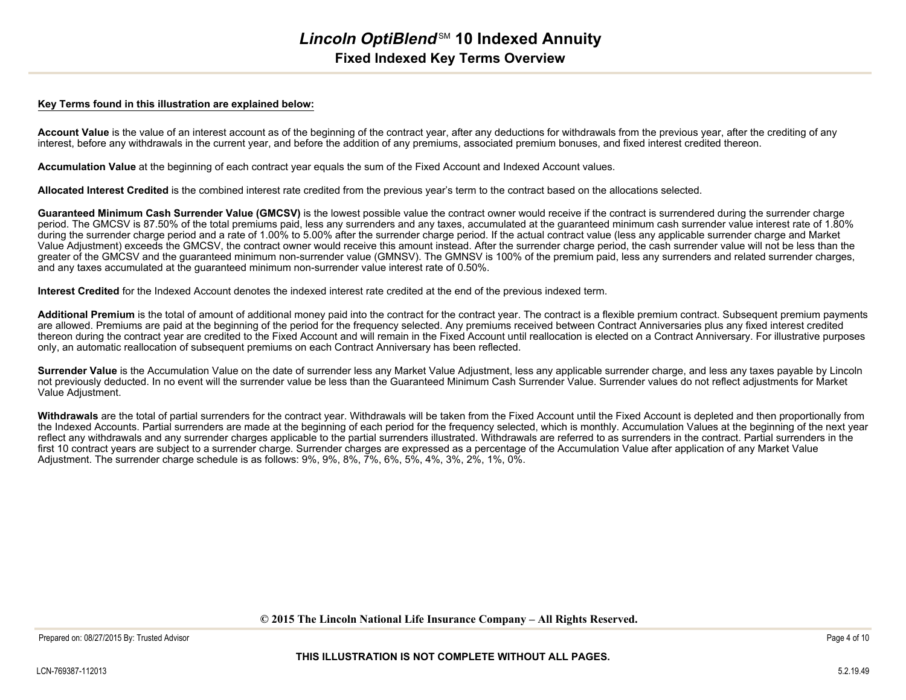# *Lincoln OptiBlend*℠ 10 Indexed Annuity

## Fixed Indexed Key Terms Overview

**Key Terms found in this illustration are explained below:**

**Account Value** is the value of an interest account as of the beginning of the contract year, after any deductions for withdrawals from the previous year, after the crediting of any interest, before any withdrawals in the current year, and before the addition of any premiums, associated premium bonuses, and fixed interest credited thereon.

**Accumulation Value** at the beginning of each contract year equals the sum of the Fixed Account and Indexed Account values.

**Allocated Interest Credited** is the combined interest rate credited from the previous year's term to the contract based on the allocations selected.

**Guaranteed Minimum Cash Surrender Value (GMCSV)** is the lowest possible value the contract owner would receive if the contract is surrendered during the surrender charge period. The GMCSV is 87.50% of the total premiums paid, less any surrenders and any taxes, accumulated at the guaranteed minimum cash surrender value interest rate of 1.80% during the surrender charge period and a rate of 1.00% to 5.00% after the surrender charge period. If the actual contract value (less any applicable surrender charge and Market Value Adjustment) exceeds the GMCSV, the contract owner would receive this amount instead. After the surrender charge period, the cash surrender value will not be less than the greater of the GMCSV and the guaranteed minimum non-surrender value (GMNSV). The GMNSV is 100% of the premium paid, less any surrenders and related surrender charges, and any taxes accumulated at the guaranteed minimum non-surrender value interest rate of 0.50%.

**Interest Credited** for the Indexed Account denotes the indexed interest rate credited at the end of the previous indexed term.

**Additional Premium** is the total of amount of additional money paid into the contract for the contract year. The contract is a flexible premium contract. Subsequent premium payments are allowed. Premiums are paid at the beginning of the period for the frequency selected. Any premiums received between Contract Anniversaries plus any fixed interest credited thereon during the contract year are credited to the Fixed Account and will remain in the Fixed Account until reallocation is elected on a Contract Anniversary. For illustrative purposes only, an automatic reallocation of subsequent premiums on each Contract Anniversary has been reflected.

**Surrender Value** is the Accumulation Value on the date of surrender less any Market Value Adjustment, less any applicable surrender charge, and less any taxes payable by Lincoln not previously deducted. In no event will the surrender value be less than the Guaranteed Minimum Cash Surrender Value. Surrender values do not reflect adjustments for Market Value Adjustment.

**Withdrawals** are the total of partial surrenders for the contract year. Withdrawals will be taken from the Fixed Account until the Fixed Account is depleted and then proportionally from the Indexed Accounts. Partial surrenders are made at the beginning of each period for the frequency selected, which is monthly. Accumulation Values at the beginning of the next year reflect any withdrawals and any surrender charges applicable to the partial surrenders illustrated. Withdrawals are referred to as surrenders in the contract. Partial surrenders in the first 10 contract years are subject to a surrender charge. Surrender charges are expressed as a percentage of the Accumulation Value after application of any Market Value Adjustment. The surrender charge schedule is as follows: 9%, 9%, 8%, 7%, 6%, 5%, 4%, 3%, 2%, 1%, 0%.

**© 2015 The Lincoln National Life Insurance Company – All Rights Reserved.**

Prepared on: 08/27/2015 By: Trusted Advisor

**THIS ILLUSTRATION IS NOT COMPLETE WITHOUT ALL PAGES.**

LCN-769387-112013

5.2.19.49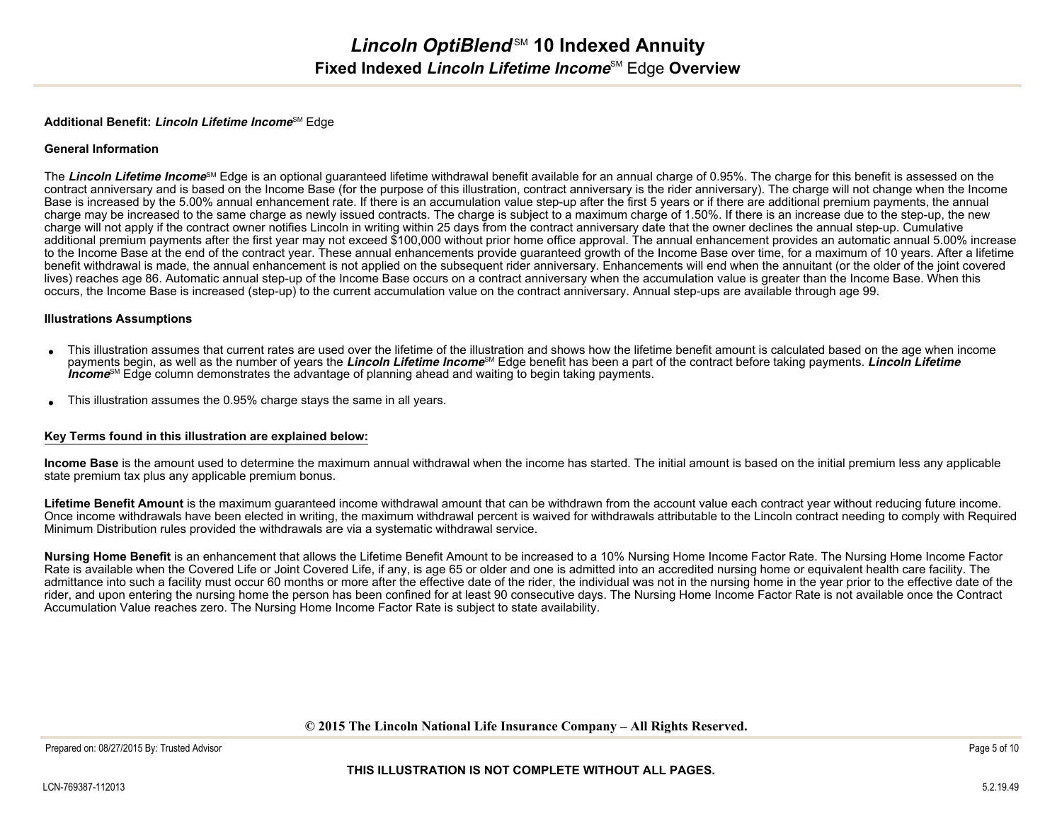# *Lincoln OptiBlend*℠ 10 Indexed Annuity

## Fixed Indexed *Lincoln Lifetime Income*℠ Edge Overview

**Additional Benefit: *Lincoln Lifetime Income*℠ Edge**

**General Information**

The ***Lincoln Lifetime Income***℠ Edge is an optional guaranteed lifetime withdrawal benefit available for an annual charge of 0.95%. The charge for this benefit is assessed on the contract anniversary and is based on the Income Base (for the purpose of this illustration, contract anniversary is the rider anniversary). The charge will not change when the Income Base is increased by the 5.00% annual enhancement rate. If there is an accumulation value step-up after the first 5 years or if there are additional premium payments, the annual charge may be increased to the same charge as newly issued contracts. The charge is subject to a maximum charge of 1.50%. If there is an increase due to the step-up, the new charge will not apply if the contract owner notifies Lincoln in writing within 25 days from the contract anniversary date that the owner declines the annual step-up. Cumulative additional premium payments after the first year may not exceed $100,000 without prior home office approval. The annual enhancement provides an automatic annual 5.00% increase to the Income Base at the end of the contract year. These annual enhancements provide guaranteed growth of the Income Base over time, for a maximum of 10 years. After a lifetime benefit withdrawal is made, the annual enhancement is not applied on the subsequent rider anniversary. Enhancements will end when the annuitant (or the older of the joint covered lives) reaches age 86. Automatic annual step-up of the Income Base occurs on a contract anniversary when the accumulation value is greater than the Income Base. When this occurs, the Income Base is increased (step-up) to the current accumulation value on the contract anniversary. Annual step-ups are available through age 99.

**Illustrations Assumptions**

- This illustration assumes that current rates are used over the lifetime of the illustration and shows how the lifetime benefit amount is calculated based on the age when income payments begin, as well as the number of years the ***Lincoln Lifetime Income***℠ Edge benefit has been a part of the contract before taking payments. ***Lincoln Lifetime Income***℠ Edge column demonstrates the advantage of planning ahead and waiting to begin taking payments.
- This illustration assumes the 0.95% charge stays the same in all years.

**Key Terms found in this illustration are explained below:**

**Income Base** is the amount used to determine the maximum annual withdrawal when the income has started. The initial amount is based on the initial premium less any applicable state premium tax plus any applicable premium bonus.

**Lifetime Benefit Amount** is the maximum guaranteed income withdrawal amount that can be withdrawn from the account value each contract year without reducing future income. Once income withdrawals have been elected in writing, the maximum withdrawal percent is waived for withdrawals attributable to the Lincoln contract needing to comply with Required Minimum Distribution rules provided the withdrawals are via a systematic withdrawal service.

**Nursing Home Benefit** is an enhancement that allows the Lifetime Benefit Amount to be increased to a 10% Nursing Home Income Factor Rate. The Nursing Home Income Factor Rate is available when the Covered Life or Joint Covered Life, if any, is age 65 or older and one is admitted into an accredited nursing home or equivalent health care facility. The admittance into such a facility must occur 60 months or more after the effective date of the rider, the individual was not in the nursing home in the year prior to the effective date of the rider, and upon entering the nursing home the person has been confined for at least 90 consecutive days. The Nursing Home Income Factor Rate is not available once the Contract Accumulation Value reaches zero. The Nursing Home Income Factor Rate is subject to state availability.

**© 2015 The Lincoln National Life Insurance Company – All Rights Reserved.**

Prepared on: 08/27/2015 By: Trusted Advisor

**THIS ILLUSTRATION IS NOT COMPLETE WITHOUT ALL PAGES.**

LCN-769387-112013

5.2.19.49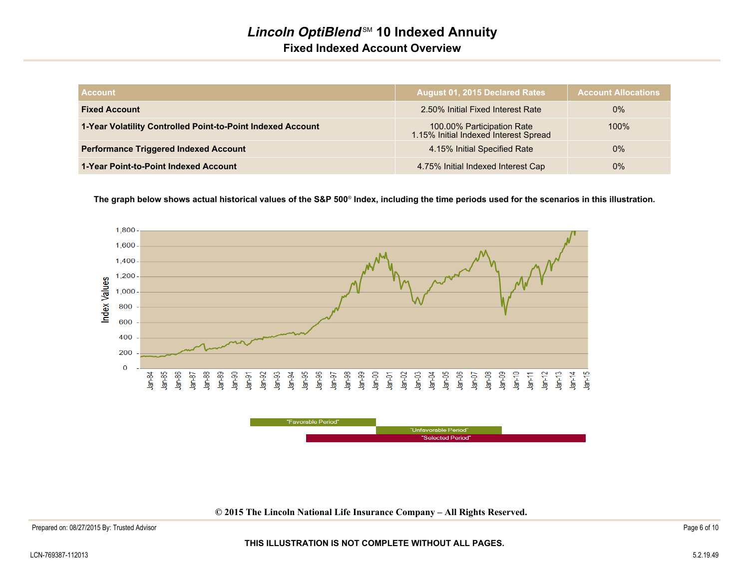# *Lincoln OptiBlend*℠ 10 Indexed Annuity

## Fixed Indexed Account Overview

| Account | August 01, 2015 Declared Rates | Account Allocations |
|---|---|---|
| **Fixed Account** | 2.50% Initial Fixed Interest Rate | 0% |
| **1-Year Volatility Controlled Point-to-Point Indexed Account** | 100.00% Participation Rate<br>1.15% Initial Indexed Interest Spread | 100% |
| **Performance Triggered Indexed Account** | 4.15% Initial Specified Rate | 0% |
| **1-Year Point-to-Point Indexed Account** | 4.75% Initial Indexed Interest Cap | 0% |

**The graph below shows actual historical values of the S&P 500® Index, including the time periods used for the scenarios in this illustration.**

"Favorable Period"

"Unfavorable Period"

"Selected Period"

© 2015 The Lincoln National Life Insurance Company – All Rights Reserved.

Prepared on: 08/27/2015 By: Trusted Advisor

**THIS ILLUSTRATION IS NOT COMPLETE WITHOUT ALL PAGES.**

LCN-769387-112013

5.2.19.49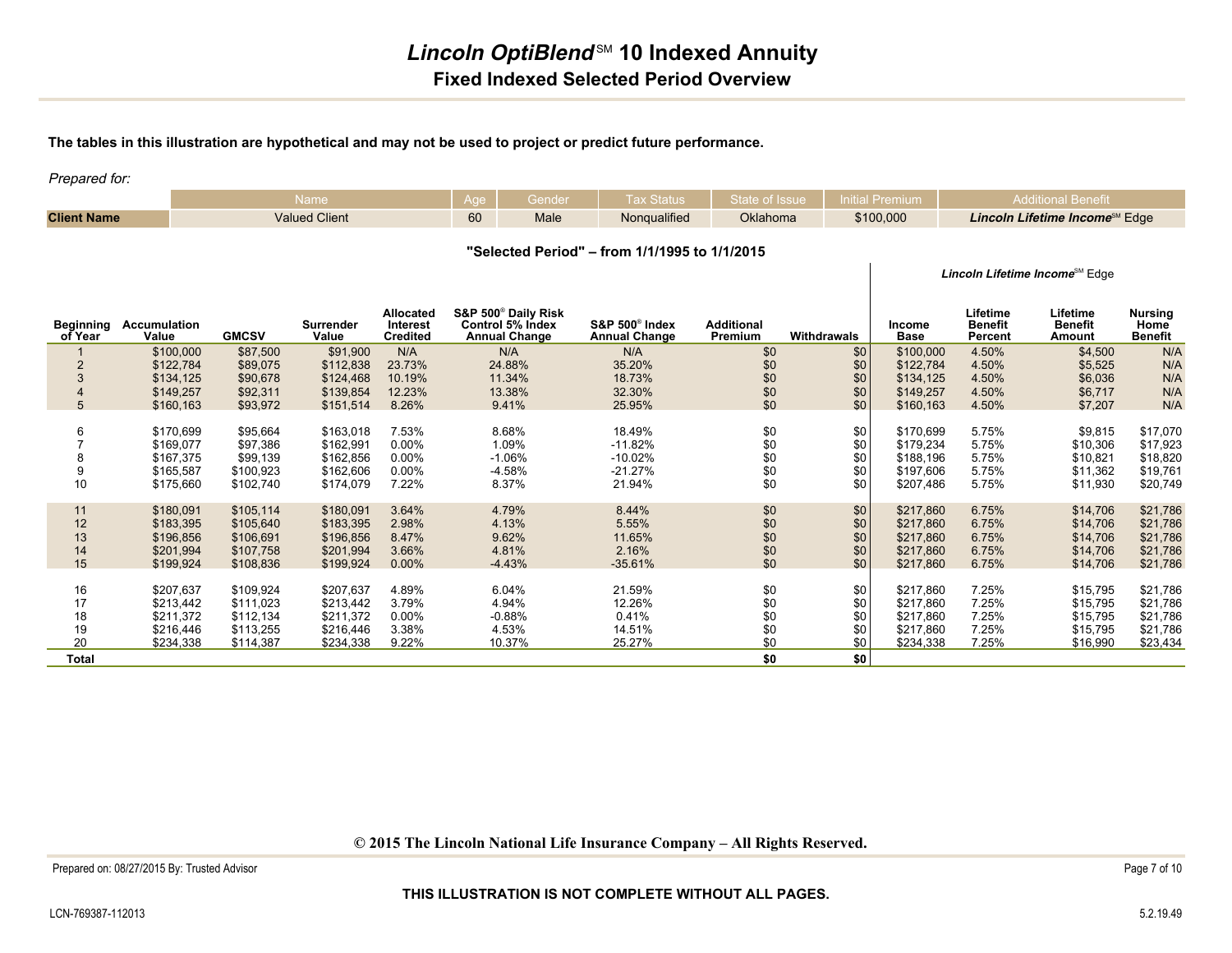# *Lincoln OptiBlend*℠ 10 Indexed Annuity

## Fixed Indexed Selected Period Overview

**The tables in this illustration are hypothetical and may not be used to project or predict future performance.**

*Prepared for:*

| | Name | Age | Gender | Tax Status | State of Issue | Initial Premium | Additional Benefit |
|---|---|---|---|---|---|---|---|
| **Client Name** | Valued Client | 60 | Male | Nonqualified | Oklahoma | $100,000 | ***Lincoln Lifetime Income***℠ Edge |

### "Selected Period" – from 1/1/1995 to 1/1/2015

| | | | | | | | | | *Lincoln Lifetime Income*℠ Edge | | | |
|---|---|---|---|---|---|---|---|---|---|---|---|---|
| **Beginning of Year** | **Accumulation Value** | **GMCSV** | **Surrender Value** | **Allocated Interest Credited** | **S&P 500® Daily Risk Control 5% Index Annual Change** | **S&P 500® Index Annual Change** | **Additional Premium** | **Withdrawals** | **Income Base** | **Lifetime Benefit Percent** | **Lifetime Benefit Amount** | **Nursing Home Benefit** |
| 1 | $100,000 | $87,500 | $91,900 | N/A | N/A | N/A | $0 | $0 | $100,000 | 4.50% | $4,500 | N/A |
| 2 | $122,784 | $89,075 | $112,838 | 23.73% | 24.88% | 35.20% | $0 | $0 | $122,784 | 4.50% | $5,525 | N/A |
| 3 | $134,125 | $90,678 | $124,468 | 10.19% | 11.34% | 18.73% | $0 | $0 | $134,125 | 4.50% | $6,036 | N/A |
| 4 | $149,257 | $92,311 | $139,854 | 12.23% | 13.38% | 32.30% | $0 | $0 | $149,257 | 4.50% | $6,717 | N/A |
| 5 | $160,163 | $93,972 | $151,514 | 8.26% | 9.41% | 25.95% | $0 | $0 | $160,163 | 4.50% | $7,207 | N/A |
| 6 | $170,699 | $95,664 | $163,018 | 7.53% | 8.68% | 18.49% | $0 | $0 | $170,699 | 5.75% | $9,815 | $17,070 |
| 7 | $169,077 | $97,386 | $162,991 | 0.00% | 1.09% | -11.82% | $0 | $0 | $179,234 | 5.75% | $10,306 | $17,923 |
| 8 | $167,375 | $99,139 | $162,856 | 0.00% | -1.06% | -10.02% | $0 | $0 | $188,196 | 5.75% | $10,821 | $18,820 |
| 9 | $165,587 | $100,923 | $162,606 | 0.00% | -4.58% | -21.27% | $0 | $0 | $197,606 | 5.75% | $11,362 | $19,761 |
| 10 | $175,660 | $102,740 | $174,079 | 7.22% | 8.37% | 21.94% | $0 | $0 | $207,486 | 5.75% | $11,930 | $20,749 |
| 11 | $180,091 | $105,114 | $180,091 | 3.64% | 4.79% | 8.44% | $0 | $0 | $217,860 | 6.75% | $14,706 | $21,786 |
| 12 | $183,395 | $105,640 | $183,395 | 2.98% | 4.13% | 5.55% | $0 | $0 | $217,860 | 6.75% | $14,706 | $21,786 |
| 13 | $196,856 | $106,691 | $196,856 | 8.47% | 9.62% | 11.65% | $0 | $0 | $217,860 | 6.75% | $14,706 | $21,786 |
| 14 | $201,994 | $107,758 | $201,994 | 3.66% | 4.81% | 2.16% | $0 | $0 | $217,860 | 6.75% | $14,706 | $21,786 |
| 15 | $199,924 | $108,836 | $199,924 | 0.00% | -4.43% | -35.61% | $0 | $0 | $217,860 | 6.75% | $14,706 | $21,786 |
| 16 | $207,637 | $109,924 | $207,637 | 4.89% | 6.04% | 21.59% | $0 | $0 | $217,860 | 7.25% | $15,795 | $21,786 |
| 17 | $213,442 | $111,023 | $213,442 | 3.79% | 4.94% | 12.26% | $0 | $0 | $217,860 | 7.25% | $15,795 | $21,786 |
| 18 | $211,372 | $112,134 | $211,372 | 0.00% | -0.88% | 0.41% | $0 | $0 | $217,860 | 7.25% | $15,795 | $21,786 |
| 19 | $216,446 | $113,255 | $216,446 | 3.38% | 4.53% | 14.51% | $0 | $0 | $217,860 | 7.25% | $15,795 | $21,786 |
| 20 | $234,338 | $114,387 | $234,338 | 9.22% | 10.37% | 25.27% | $0 | $0 | $234,338 | 7.25% | $16,990 | $23,434 |
| **Total** | | | | | | | **$0** | **$0** | | | | |

**© 2015 The Lincoln National Life Insurance Company – All Rights Reserved.**

Prepared on: 08/27/2015 By: Trusted Advisor

**THIS ILLUSTRATION IS NOT COMPLETE WITHOUT ALL PAGES.**

LCN-769387-112013

5.2.19.49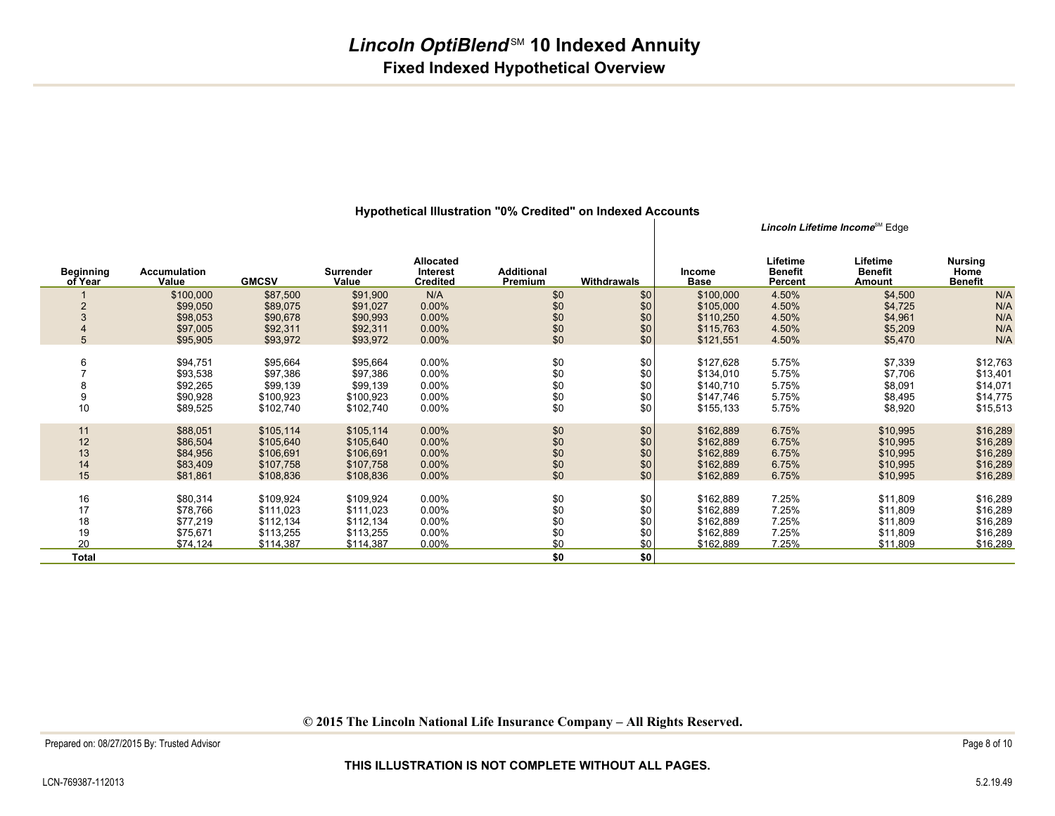# *Lincoln OptiBlend*℠ 10 Indexed Annuity

## Fixed Indexed Hypothetical Overview

### Hypothetical Illustration "0% Credited" on Indexed Accounts

| | | | | | | | *Lincoln Lifetime Income*℠ Edge | | | |
|---|---|---|---|---|---|---|---|---|---|---|
| **Beginning of Year** | **Accumulation Value** | **GMCSV** | **Surrender Value** | **Allocated Interest Credited** | **Additional Premium** | **Withdrawals** | **Income Base** | **Lifetime Benefit Percent** | **Lifetime Benefit Amount** | **Nursing Home Benefit** |
| 1 | $100,000 | $87,500 | $91,900 | N/A | $0 | $0 | $100,000 | 4.50% | $4,500 | N/A |
| 2 | $99,050 | $89,075 | $91,027 | 0.00% | $0 | $0 | $105,000 | 4.50% | $4,725 | N/A |
| 3 | $98,053 | $90,678 | $90,993 | 0.00% | $0 | $0 | $110,250 | 4.50% | $4,961 | N/A |
| 4 | $97,005 | $92,311 | $92,311 | 0.00% | $0 | $0 | $115,763 | 4.50% | $5,209 | N/A |
| 5 | $95,905 | $93,972 | $93,972 | 0.00% | $0 | $0 | $121,551 | 4.50% | $5,470 | N/A |
| 6 | $94,751 | $95,664 | $95,664 | 0.00% | $0 | $0 | $127,628 | 5.75% | $7,339 | $12,763 |
| 7 | $93,538 | $97,386 | $97,386 | 0.00% | $0 | $0 | $134,010 | 5.75% | $7,706 | $13,401 |
| 8 | $92,265 | $99,139 | $99,139 | 0.00% | $0 | $0 | $140,710 | 5.75% | $8,091 | $14,071 |
| 9 | $90,928 | $100,923 | $100,923 | 0.00% | $0 | $0 | $147,746 | 5.75% | $8,495 | $14,775 |
| 10 | $89,525 | $102,740 | $102,740 | 0.00% | $0 | $0 | $155,133 | 5.75% | $8,920 | $15,513 |
| 11 | $88,051 | $105,114 | $105,114 | 0.00% | $0 | $0 | $162,889 | 6.75% | $10,995 | $16,289 |
| 12 | $86,504 | $105,640 | $105,640 | 0.00% | $0 | $0 | $162,889 | 6.75% | $10,995 | $16,289 |
| 13 | $84,956 | $106,691 | $106,691 | 0.00% | $0 | $0 | $162,889 | 6.75% | $10,995 | $16,289 |
| 14 | $83,409 | $107,758 | $107,758 | 0.00% | $0 | $0 | $162,889 | 6.75% | $10,995 | $16,289 |
| 15 | $81,861 | $108,836 | $108,836 | 0.00% | $0 | $0 | $162,889 | 6.75% | $10,995 | $16,289 |
| 16 | $80,314 | $109,924 | $109,924 | 0.00% | $0 | $0 | $162,889 | 7.25% | $11,809 | $16,289 |
| 17 | $78,766 | $111,023 | $111,023 | 0.00% | $0 | $0 | $162,889 | 7.25% | $11,809 | $16,289 |
| 18 | $77,219 | $112,134 | $112,134 | 0.00% | $0 | $0 | $162,889 | 7.25% | $11,809 | $16,289 |
| 19 | $75,671 | $113,255 | $113,255 | 0.00% | $0 | $0 | $162,889 | 7.25% | $11,809 | $16,289 |
| 20 | $74,124 | $114,387 | $114,387 | 0.00% | $0 | $0 | $162,889 | 7.25% | $11,809 | $16,289 |
| **Total** | | | | | **$0** | **$0** | | | | |

**© 2015 The Lincoln National Life Insurance Company – All Rights Reserved.**

Prepared on: 08/27/2015 By: Trusted Advisor

**THIS ILLUSTRATION IS NOT COMPLETE WITHOUT ALL PAGES.**

LCN-769387-112013

5.2.19.49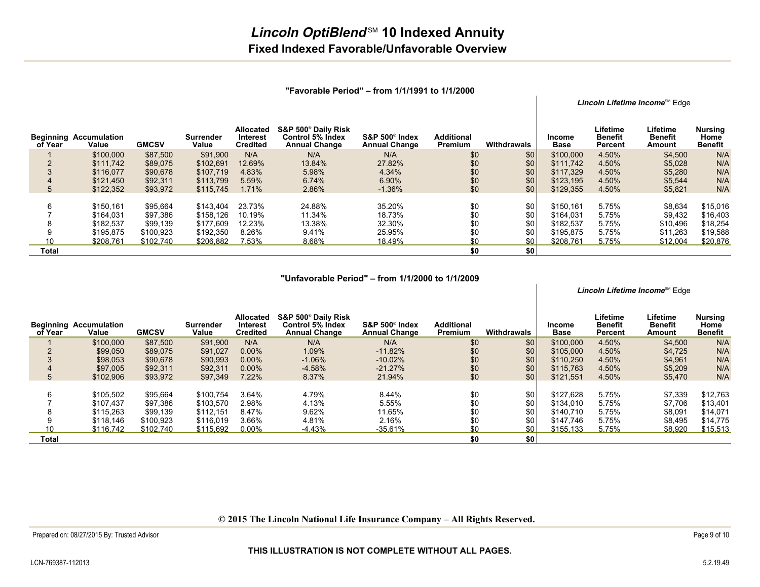# *Lincoln OptiBlend*SM 10 Indexed Annuity

## Fixed Indexed Favorable/Unfavorable Overview

### "Favorable Period" – from 1/1/1991 to 1/1/2000

| Beginning of Year | Accumulation Value | GMCSV | Surrender Value | Allocated Interest Credited | S&P 500® Daily Risk Control 5% Index Annual Change | S&P 500® Index Annual Change | Additional Premium | Withdrawals | Income Base | Lifetime Benefit Percent | Lifetime Benefit Amount | Nursing Home Benefit |
|---|---|---|---|---|---|---|---|---|---|---|---|---|
| | | | | | | | | | *Lincoln Lifetime Income*SM Edge | | | |
| 1 | $100,000 | $87,500 | $91,900 | N/A | N/A | N/A | $0 | $0 | $100,000 | 4.50% | $4,500 | N/A |
| 2 | $111,742 | $89,075 | $102,691 | 12.69% | 13.84% | 27.82% | $0 | $0 | $111,742 | 4.50% | $5,028 | N/A |
| 3 | $116,077 | $90,678 | $107,719 | 4.83% | 5.98% | 4.34% | $0 | $0 | $117,329 | 4.50% | $5,280 | N/A |
| 4 | $121,450 | $92,311 | $113,799 | 5.59% | 6.74% | 6.90% | $0 | $0 | $123,195 | 4.50% | $5,544 | N/A |
| 5 | $122,352 | $93,972 | $115,745 | 1.71% | 2.86% | -1.36% | $0 | $0 | $129,355 | 4.50% | $5,821 | N/A |
| 6 | $150,161 | $95,664 | $143,404 | 23.73% | 24.88% | 35.20% | $0 | $0 | $150,161 | 5.75% | $8,634 | $15,016 |
| 7 | $164,031 | $97,386 | $158,126 | 10.19% | 11.34% | 18.73% | $0 | $0 | $164,031 | 5.75% | $9,432 | $16,403 |
| 8 | $182,537 | $99,139 | $177,609 | 12.23% | 13.38% | 32.30% | $0 | $0 | $182,537 | 5.75% | $10,496 | $18,254 |
| 9 | $195,875 | $100,923 | $192,350 | 8.26% | 9.41% | 25.95% | $0 | $0 | $195,875 | 5.75% | $11,263 | $19,588 |
| 10 | $208,761 | $102,740 | $206,882 | 7.53% | 8.68% | 18.49% | $0 | $0 | $208,761 | 5.75% | $12,004 | $20,876 |
| **Total** | | | | | | | **$0** | **$0** | | | | |

### "Unfavorable Period" – from 1/1/2000 to 1/1/2009

| Beginning of Year | Accumulation Value | GMCSV | Surrender Value | Allocated Interest Credited | S&P 500® Daily Risk Control 5% Index Annual Change | S&P 500® Index Annual Change | Additional Premium | Withdrawals | Income Base | Lifetime Benefit Percent | Lifetime Benefit Amount | Nursing Home Benefit |
|---|---|---|---|---|---|---|---|---|---|---|---|---|
| | | | | | | | | | *Lincoln Lifetime Income*SM Edge | | | |
| 1 | $100,000 | $87,500 | $91,900 | N/A | N/A | N/A | $0 | $0 | $100,000 | 4.50% | $4,500 | N/A |
| 2 | $99,050 | $89,075 | $91,027 | 0.00% | 1.09% | -11.82% | $0 | $0 | $105,000 | 4.50% | $4,725 | N/A |
| 3 | $98,053 | $90,678 | $90,993 | 0.00% | -1.06% | -10.02% | $0 | $0 | $110,250 | 4.50% | $4,961 | N/A |
| 4 | $97,005 | $92,311 | $92,311 | 0.00% | -4.58% | -21.27% | $0 | $0 | $115,763 | 4.50% | $5,209 | N/A |
| 5 | $102,906 | $93,972 | $97,349 | 7.22% | 8.37% | 21.94% | $0 | $0 | $121,551 | 4.50% | $5,470 | N/A |
| 6 | $105,502 | $95,664 | $100,754 | 3.64% | 4.79% | 8.44% | $0 | $0 | $127,628 | 5.75% | $7,339 | $12,763 |
| 7 | $107,437 | $97,386 | $103,570 | 2.98% | 4.13% | 5.55% | $0 | $0 | $134,010 | 5.75% | $7,706 | $13,401 |
| 8 | $115,263 | $99,139 | $112,151 | 8.47% | 9.62% | 11.65% | $0 | $0 | $140,710 | 5.75% | $8,091 | $14,071 |
| 9 | $118,146 | $100,923 | $116,019 | 3.66% | 4.81% | 2.16% | $0 | $0 | $147,746 | 5.75% | $8,495 | $14,775 |
| 10 | $116,742 | $102,740 | $115,692 | 0.00% | -4.43% | -35.61% | $0 | $0 | $155,133 | 5.75% | $8,920 | $15,513 |
| **Total** | | | | | | | **$0** | **$0** | | | | |

**© 2015 The Lincoln National Life Insurance Company – All Rights Reserved.**

Prepared on: 08/27/2015 By: Trusted Advisor

**THIS ILLUSTRATION IS NOT COMPLETE WITHOUT ALL PAGES.**

LCN-769387-112013

5.2.19.49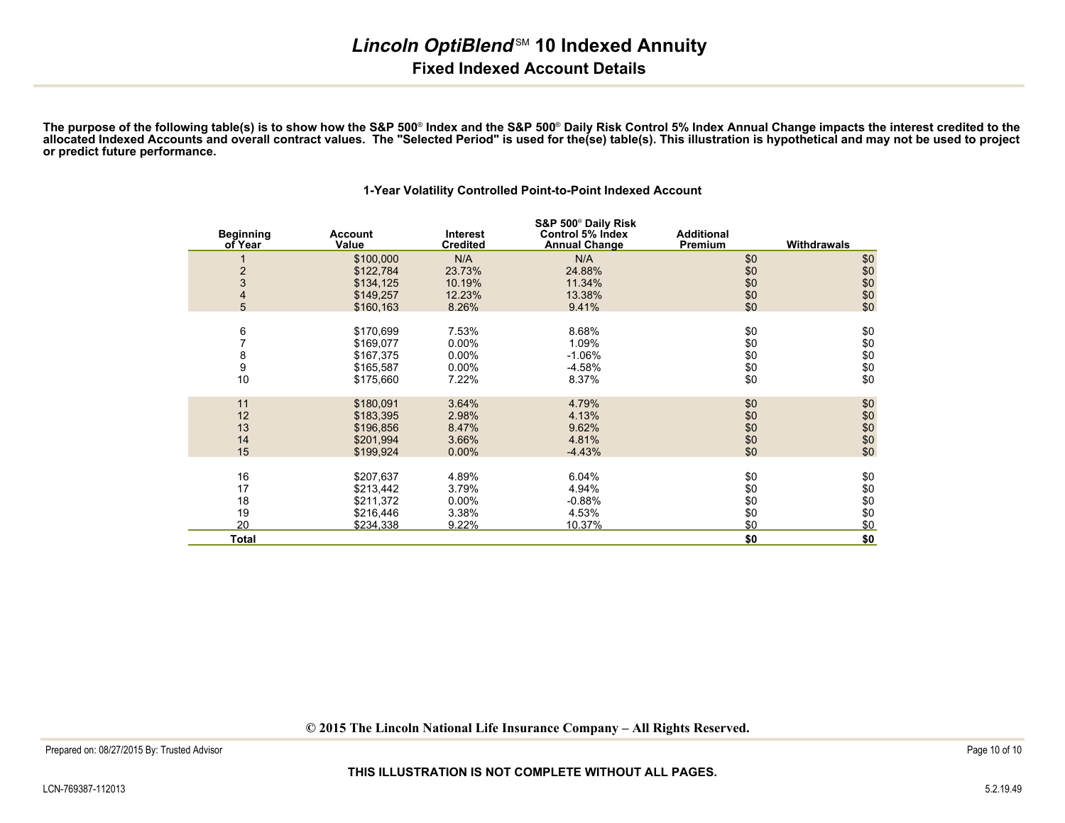# *Lincoln OptiBlend*℠ 10 Indexed Annuity

## Fixed Indexed Account Details

**The purpose of the following table(s) is to show how the S&P 500® Index and the S&P 500® Daily Risk Control 5% Index Annual Change impacts the interest credited to the allocated Indexed Accounts and overall contract values. The "Selected Period" is used for the(se) table(s). This illustration is hypothetical and may not be used to project or predict future performance.**

**1-Year Volatility Controlled Point-to-Point Indexed Account**

| Beginning of Year | Account Value | Interest Credited | S&P 500® Daily Risk Control 5% Index Annual Change | Additional Premium | Withdrawals |
|---|---|---|---|---|---|
| 1 | $100,000 | N/A | N/A | $0 | $0 |
| 2 | $122,784 | 23.73% | 24.88% | $0 | $0 |
| 3 | $134,125 | 10.19% | 11.34% | $0 | $0 |
| 4 | $149,257 | 12.23% | 13.38% | $0 | $0 |
| 5 | $160,163 | 8.26% | 9.41% | $0 | $0 |
| 6 | $170,699 | 7.53% | 8.68% | $0 | $0 |
| 7 | $169,077 | 0.00% | 1.09% | $0 | $0 |
| 8 | $167,375 | 0.00% | -1.06% | $0 | $0 |
| 9 | $165,587 | 0.00% | -4.58% | $0 | $0 |
| 10 | $175,660 | 7.22% | 8.37% | $0 | $0 |
| 11 | $180,091 | 3.64% | 4.79% | $0 | $0 |
| 12 | $183,395 | 2.98% | 4.13% | $0 | $0 |
| 13 | $196,856 | 8.47% | 9.62% | $0 | $0 |
| 14 | $201,994 | 3.66% | 4.81% | $0 | $0 |
| 15 | $199,924 | 0.00% | -4.43% | $0 | $0 |
| 16 | $207,637 | 4.89% | 6.04% | $0 | $0 |
| 17 | $213,442 | 3.79% | 4.94% | $0 | $0 |
| 18 | $211,372 | 0.00% | -0.88% | $0 | $0 |
| 19 | $216,446 | 3.38% | 4.53% | $0 | $0 |
| 20 | $234,338 | 9.22% | 10.37% | $0 | $0 |
| **Total** | | | | **$0** | **$0** |

**© 2015 The Lincoln National Life Insurance Company – All Rights Reserved.**

Prepared on: 08/27/2015 By: Trusted Advisor

**THIS ILLUSTRATION IS NOT COMPLETE WITHOUT ALL PAGES.**

LCN-769387-112013

5.2.19.49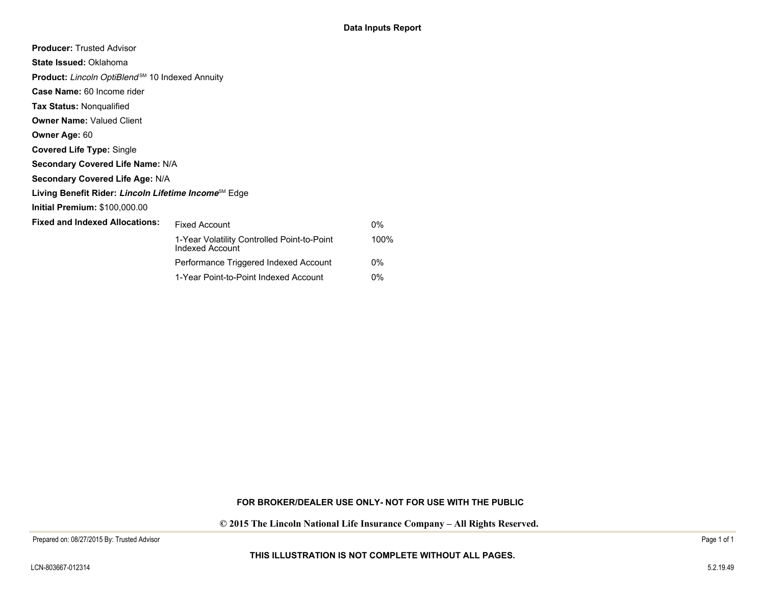# Data Inputs Report

**Producer:** Trusted Advisor

**State Issued:** Oklahoma

**Product:** *Lincoln OptiBlend*℠ 10 Indexed Annuity

**Case Name:** 60 Income rider

**Tax Status:** Nonqualified

**Owner Name:** Valued Client

**Owner Age:** 60

**Covered Life Type:** Single

**Secondary Covered Life Name:** N/A

**Secondary Covered Life Age:** N/A

**Living Benefit Rider:** ***Lincoln Lifetime Income***℠ Edge

**Initial Premium:** $100,000.00

**Fixed and Indexed Allocations:**

| | |
|---|---|
| Fixed Account | 0% |
| 1-Year Volatility Controlled Point-to-Point Indexed Account | 100% |
| Performance Triggered Indexed Account | 0% |
| 1-Year Point-to-Point Indexed Account | 0% |

**FOR BROKER/DEALER USE ONLY- NOT FOR USE WITH THE PUBLIC**

**© 2015 The Lincoln National Life Insurance Company – All Rights Reserved.**

Prepared on: 08/27/2015 By: Trusted Advisor

**THIS ILLUSTRATION IS NOT COMPLETE WITHOUT ALL PAGES.**

LCN-803667-012314

5.2.19.49